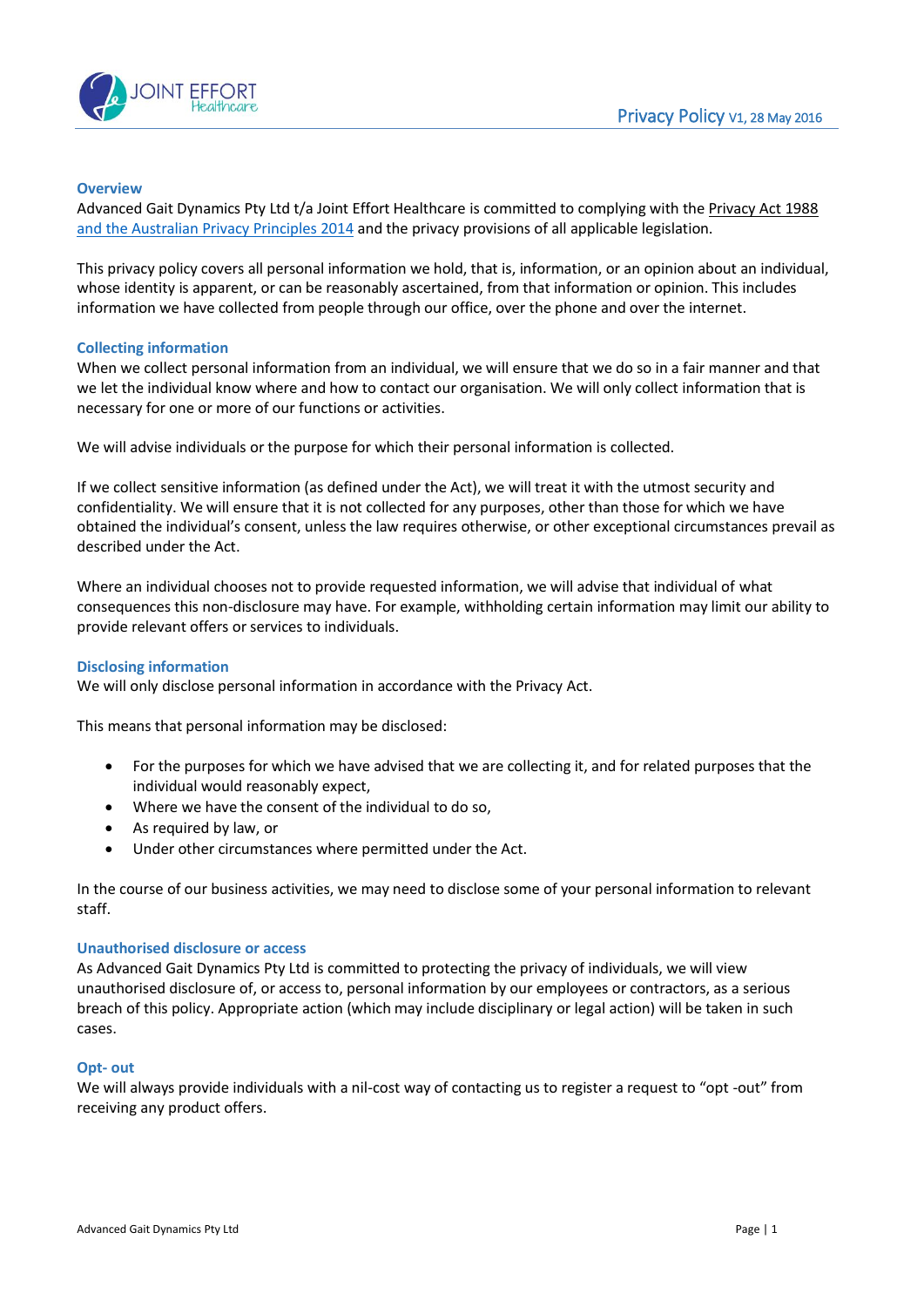# Privacy Policy V1, 28 May 2016

## Overview

Advanced Gait Dynamics Pty Ltd t/a Joint Effort Healthcare is committed to complying with the Privacy Act 1988 and the Australian Privacy Principles 2014 and the privacy provisions of all applicable legislation.

This privacy policy covers all personal information we hold, that is, information, or an opinion about an individual, whose identity is apparent, or can be reasonably ascertained, from that information or opinion. This includes information we have collected from people through our office, over the phone and over the internet.

## Collecting information

When we collect personal information from an individual, we will ensure that we do so in a fair manner and that we let the individual know where and how to contact our organisation. We will only collect information that is necessary for one or more of our functions or activities.

We will advise individuals or the purpose for which their personal information is collected.

If we collect sensitive information (as defined under the Act), we will treat it with the utmost security and confidentiality. We will ensure that it is not collected for any purposes, other than those for which we have obtained the individual's consent, unless the law requires otherwise, or other exceptional circumstances prevail as described under the Act.

Where an individual chooses not to provide requested information, we will advise that individual of what consequences this non-disclosure may have. For example, withholding certain information may limit our ability to provide relevant offers or services to individuals.

## Disclosing information

We will only disclose personal information in accordance with the Privacy Act.

This means that personal information may be disclosed:

- For the purposes for which we have advised that we are collecting it, and for related purposes that the individual would reasonably expect,
- Where we have the consent of the individual to do so,
- As required by law, or
- Under other circumstances where permitted under the Act.

In the course of our business activities, we may need to disclose some of your personal information to relevant staff.

## Unauthorised disclosure or access

As Advanced Gait Dynamics Pty Ltd is committed to protecting the privacy of individuals, we will view unauthorised disclosure of, or access to, personal information by our employees or contractors, as a serious breach of this policy. Appropriate action (which may include disciplinary or legal action) will be taken in such cases.

## Opt- out

We will always provide individuals with a nil-cost way of contacting us to register a request to "opt -out" from receiving any product offers.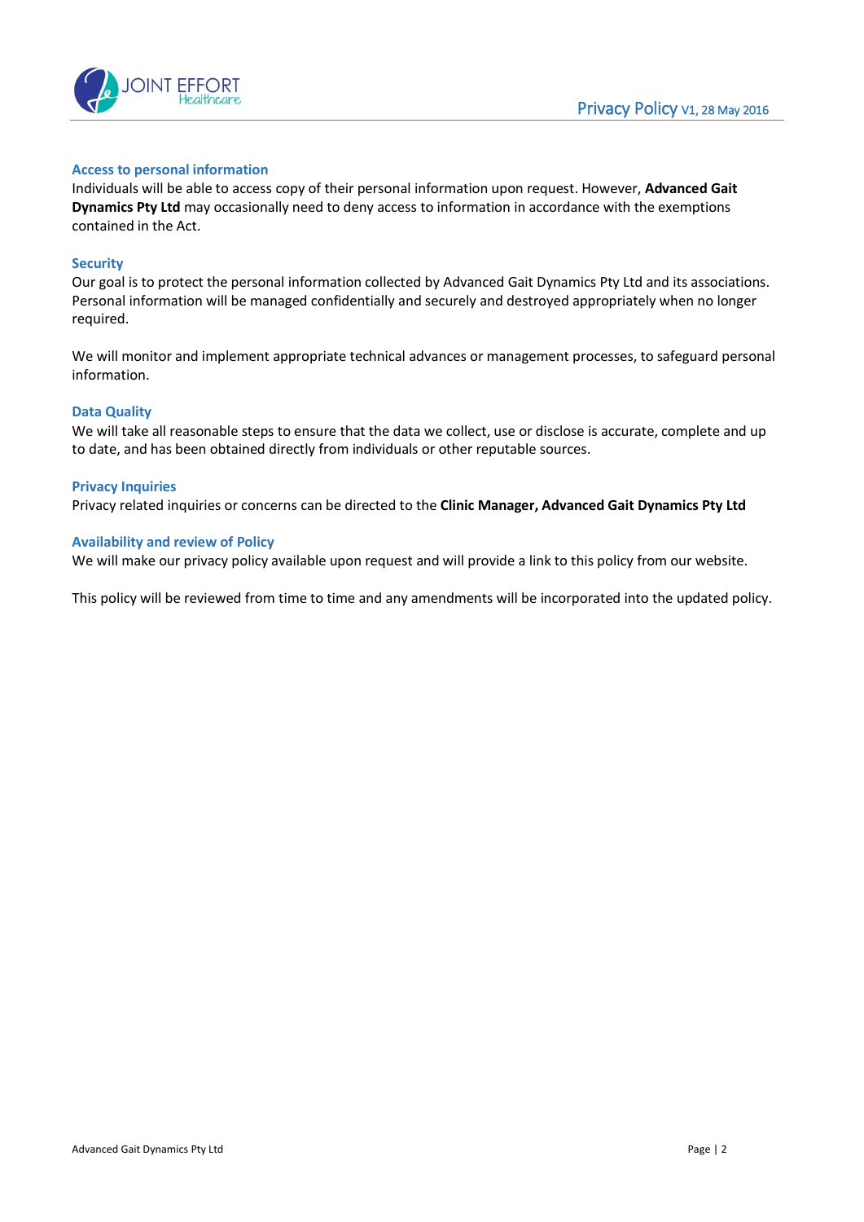## Access to personal information

Individuals will be able to access copy of their personal information upon request. However, **Advanced Gait Dynamics Pty Ltd** may occasionally need to deny access to information in accordance with the exemptions contained in the Act.

## Security

Our goal is to protect the personal information collected by Advanced Gait Dynamics Pty Ltd and its associations. Personal information will be managed confidentially and securely and destroyed appropriately when no longer required.

We will monitor and implement appropriate technical advances or management processes, to safeguard personal information.

## Data Quality

We will take all reasonable steps to ensure that the data we collect, use or disclose is accurate, complete and up to date, and has been obtained directly from individuals or other reputable sources.

## Privacy Inquiries

Privacy related inquiries or concerns can be directed to the **Clinic Manager, Advanced Gait Dynamics Pty Ltd**

## Availability and review of Policy

We will make our privacy policy available upon request and will provide a link to this policy from our website.

This policy will be reviewed from time to time and any amendments will be incorporated into the updated policy.